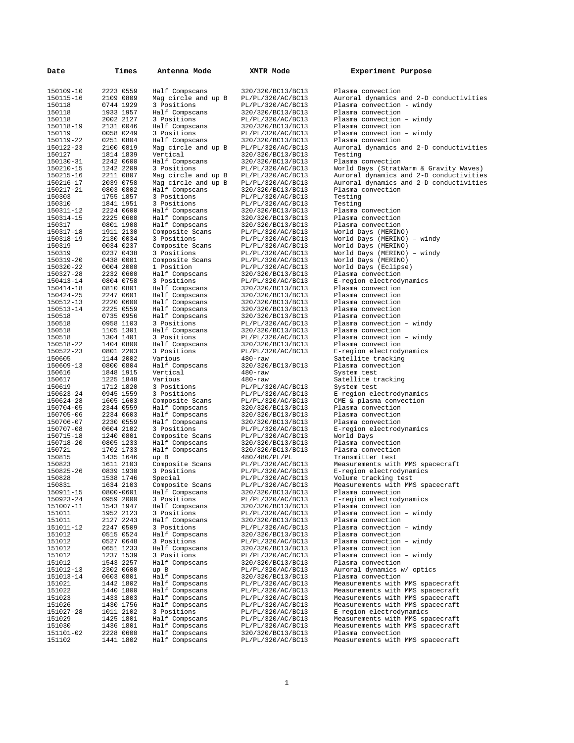| Date | Times | Antenna Mode | XMTR Mode | Experiment Purpose |
|---|---|---|---|---|
| 150109-10 | 2223 0559 | Half Compscans | 320/320/BC13/BC13 | Plasma convection |
| 150115-16 | 2109 0809 | Mag circle and up B | PL/PL/320/AC/BC13 | Auroral dynamics and 2-D conductivities |
| 150118 | 0744 1929 | 3 Positions | PL/PL/320/AC/BC13 | Plasma convection - windy |
| 150118 | 1933 1957 | Half Compscans | 320/320/BC13/BC13 | Plasma convection |
| 150118 | 2002 2127 | 3 Positions | PL/PL/320/AC/BC13 | Plasma convection – windy |
| 150118-19 | 2131 0046 | Half Compscans | 320/320/BC13/BC13 | Plasma convection |
| 150119 | 0058 0249 | 3 Positions | PL/PL/320/AC/BC13 | Plasma convection – windy |
| 150119-22 | 0251 0804 | Half Compscans | 320/320/BC13/BC13 | Plasma convection |
| 150122-23 | 2100 0819 | Mag circle and up B | PL/PL/320/AC/BC13 | Auroral dynamics and 2-D conductivities |
| 150127 | 1814 1839 | Vertical | 320/320/BC13/BC13 | Testing |
| 150130-31 | 2242 0600 | Half Compscans | 320/320/BC13/BC13 | Plasma convection |
| 150210-15 | 1242 2209 | 3 Positions | PL/PL/320/AC/BC13 | World Days (StratWarm & Gravity Waves) |
| 150215-16 | 2211 0807 | Mag circle and up B | PL/PL/320/AC/BC13 | Auroral dynamics and 2-D conductivities |
| 150216-17 | 2039 0758 | Mag circle and up B | PL/PL/320/AC/BC13 | Auroral dynamics and 2-D conductivities |
| 150217-21 | 0803 0802 | Half Compscans | 320/320/BC13/BC13 | Plasma convection |
| 150303 | 1755 1857 | 3 Positions | PL/PL/320/AC/BC13 | Testing |
| 150310 | 1841 1951 | 3 Positions | PL/PL/320/AC/BC13 | Testing |
| 150311-12 | 2224 0600 | Half Compscans | 320/320/BC13/BC13 | Plasma convection |
| 150314-15 | 2225 0600 | Half Compscans | 320/320/BC13/BC13 | Plasma convection |
| 150317 | 0801 1908 | Half Compscans | 320/320/BC13/BC13 | Plasma convection |
| 150317-18 | 1911 2130 | Composite Scans | PL/PL/320/AC/BC13 | World Days (MERINO) |
| 150318-19 | 2130 0034 | 3 Positions | PL/PL/320/AC/BC13 | World Days (MERINO) – windy |
| 150319 | 0034 0237 | Composite Scans | PL/PL/320/AC/BC13 | World Days (MERINO) |
| 150319 | 0237 0438 | 3 Positions | PL/PL/320/AC/BC13 | World Days (MERINO) – windy |
| 150319-20 | 0438 0001 | Composite Scans | PL/PL/320/AC/BC13 | World Days (MERINO) |
| 150320-22 | 0004 2000 | 1 Position | PL/PL/320/AC/BC13 | World Days (Eclipse) |
| 150327-28 | 2232 0600 | Half Compscans | 320/320/BC13/BC13 | Plasma convection |
| 150413-14 | 0804 0758 | 3 Positions | PL/PL/320/AC/BC13 | E-region electrodynamics |
| 150414-18 | 0810 0801 | Half Compscans | 320/320/BC13/BC13 | Plasma convection |
| 150424-25 | 2247 0601 | Half Compscans | 320/320/BC13/BC13 | Plasma convection |
| 150512-13 | 2220 0600 | Half Compscans | 320/320/BC13/BC13 | Plasma convection |
| 150513-14 | 2225 0559 | Half Compscans | 320/320/BC13/BC13 | Plasma convection |
| 150518 | 0735 0956 | Half Compscans | 320/320/BC13/BC13 | Plasma convection |
| 150518 | 0958 1103 | 3 Positions | PL/PL/320/AC/BC13 | Plasma convection – windy |
| 150518 | 1105 1301 | Half Compscans | 320/320/BC13/BC13 | Plasma convection |
| 150518 | 1304 1401 | 3 Positions | PL/PL/320/AC/BC13 | Plasma convection – windy |
| 150518-22 | 1404 0800 | Half Compscans | 320/320/BC13/BC13 | Plasma convection |
| 150522-23 | 0801 2203 | 3 Positions | PL/PL/320/AC/BC13 | E-region electrodynamics |
| 150605 | 1144 2002 | Various | 480-raw | Satellite tracking |
| 150609-13 | 0800 0804 | Half Compscans | 320/320/BC13/BC13 | Plasma convection |
| 150616 | 1848 1915 | Vertical | 480-raw | System test |
| 150617 | 1225 1848 | Various | 480-raw | Satellite tracking |
| 150619 | 1712 1820 | 3 Positions | PL/PL/320/AC/BC13 | System test |
| 150623-24 | 0945 1559 | 3 Positions | PL/PL/320/AC/BC13 | E-region electrodynamics |
| 150624-28 | 1605 1603 | Composite Scans | PL/PL/320/AC/BC13 | CME & plasma convection |
| 150704-05 | 2344 0559 | Half Compscans | 320/320/BC13/BC13 | Plasma convection |
| 150705-06 | 2234 0603 | Half Compscans | 320/320/BC13/BC13 | Plasma convection |
| 150706-07 | 2230 0559 | Half Compscans | 320/320/BC13/BC13 | Plasma convection |
| 150707-08 | 0604 2102 | 3 Positions | PL/PL/320/AC/BC13 | E-region electrodynamics |
| 150715-18 | 1240 0801 | Composite Scans | PL/PL/320/AC/BC13 | World Days |
| 150718-20 | 0805 1233 | Half Compscans | 320/320/BC13/BC13 | Plasma convection |
| 150721 | 1702 1733 | Half Compscans | 320/320/BC13/BC13 | Plasma convection |
| 150815 | 1435 1646 | up B | 480/480/PL/PL | Transmitter test |
| 150823 | 1611 2103 | Composite Scans | PL/PL/320/AC/BC13 | Measurements with MMS spacecraft |
| 150825-26 | 0839 1930 | 3 Positions | PL/PL/320/AC/BC13 | E-region electrodynamics |
| 150828 | 1538 1746 | Special | PL/PL/320/AC/BC13 | Volume tracking test |
| 150831 | 1634 2103 | Composite Scans | PL/PL/320/AC/BC13 | Measurements with MMS spacecraft |
| 150911-15 | 0800-0601 | Half Compscans | 320/320/BC13/BC13 | Plasma convection |
| 150923-24 | 0959 2000 | 3 Positions | PL/PL/320/AC/BC13 | E-region electrodynamics |
| 151007-11 | 1543 1947 | Half Compscans | 320/320/BC13/BC13 | Plasma convection |
| 151011 | 1952 2123 | 3 Positions | PL/PL/320/AC/BC13 | Plasma convection – windy |
| 151011 | 2127 2243 | Half Compscans | 320/320/BC13/BC13 | Plasma convection |
| 151011-12 | 2247 0509 | 3 Positions | PL/PL/320/AC/BC13 | Plasma convection – windy |
| 151012 | 0515 0524 | Half Compscans | 320/320/BC13/BC13 | Plasma convection |
| 151012 | 0527 0648 | 3 Positions | PL/PL/320/AC/BC13 | Plasma convection – windy |
| 151012 | 0651 1233 | Half Compscans | 320/320/BC13/BC13 | Plasma convection |
| 151012 | 1237 1539 | 3 Positions | PL/PL/320/AC/BC13 | Plasma convection – windy |
| 151012 | 1543 2257 | Half Compscans | 320/320/BC13/BC13 | Plasma convection |
| 151012-13 | 2302 0600 | up B | PL/PL/320/AC/BC13 | Auroral dynamics w/ optics |
| 151013-14 | 0603 0801 | Half Compscans | 320/320/BC13/BC13 | Plasma convection |
| 151021 | 1442 1802 | Half Compscans | PL/PL/320/AC/BC13 | Measurements with MMS spacecraft |
| 151022 | 1440 1800 | Half Compscans | PL/PL/320/AC/BC13 | Measurements with MMS spacecraft |
| 151023 | 1433 1803 | Half Compscans | PL/PL/320/AC/BC13 | Measurements with MMS spacecraft |
| 151026 | 1430 1756 | Half Compscans | PL/PL/320/AC/BC13 | Measurements with MMS spacecraft |
| 151027-28 | 1011 2102 | 3 Positions | PL/PL/320/AC/BC13 | E-region electrodynamics |
| 151029 | 1425 1801 | Half Compscans | PL/PL/320/AC/BC13 | Measurements with MMS spacecraft |
| 151030 | 1436 1801 | Half Compscans | PL/PL/320/AC/BC13 | Measurements with MMS spacecraft |
| 151101-02 | 2228 0600 | Half Compscans | 320/320/BC13/BC13 | Plasma convection |
| 151102 | 1441 1802 | Half Compscans | PL/PL/320/AC/BC13 | Measurements with MMS spacecraft |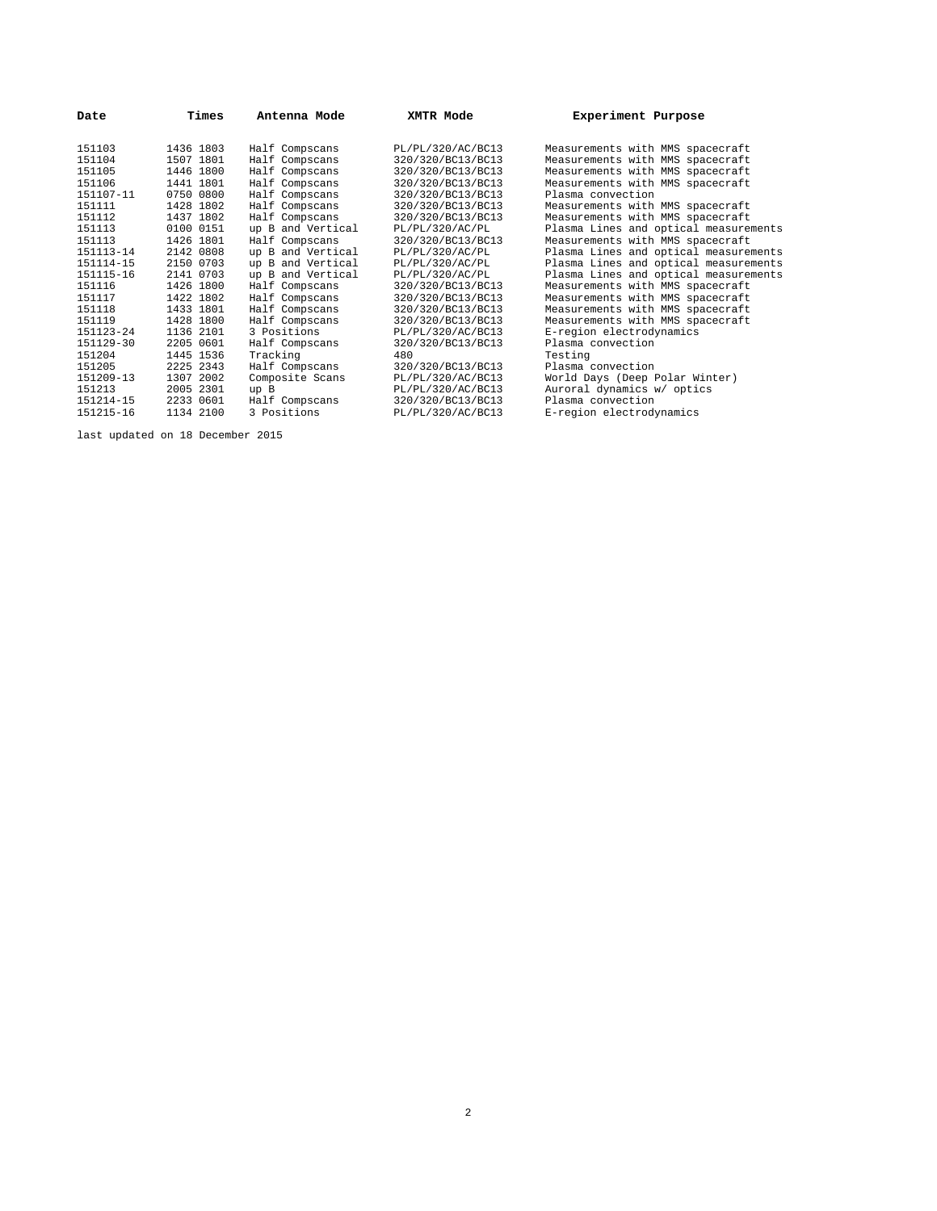| Date | Times | Antenna Mode | XMTR Mode | Experiment Purpose |
|---|---|---|---|---|
| 151103 | 1436 1803 | Half Compscans | PL/PL/320/AC/BC13 | Measurements with MMS spacecraft |
| 151104 | 1507 1801 | Half Compscans | 320/320/BC13/BC13 | Measurements with MMS spacecraft |
| 151105 | 1446 1800 | Half Compscans | 320/320/BC13/BC13 | Measurements with MMS spacecraft |
| 151106 | 1441 1801 | Half Compscans | 320/320/BC13/BC13 | Measurements with MMS spacecraft |
| 151107-11 | 0750 0800 | Half Compscans | 320/320/BC13/BC13 | Plasma convection |
| 151111 | 1428 1802 | Half Compscans | 320/320/BC13/BC13 | Measurements with MMS spacecraft |
| 151112 | 1437 1802 | Half Compscans | 320/320/BC13/BC13 | Measurements with MMS spacecraft |
| 151113 | 0100 0151 | up B and Vertical | PL/PL/320/AC/PL | Plasma Lines and optical measurements |
| 151113 | 1426 1801 | Half Compscans | 320/320/BC13/BC13 | Measurements with MMS spacecraft |
| 151113-14 | 2142 0808 | up B and Vertical | PL/PL/320/AC/PL | Plasma Lines and optical measurements |
| 151114-15 | 2150 0703 | up B and Vertical | PL/PL/320/AC/PL | Plasma Lines and optical measurements |
| 151115-16 | 2141 0703 | up B and Vertical | PL/PL/320/AC/PL | Plasma Lines and optical measurements |
| 151116 | 1426 1800 | Half Compscans | 320/320/BC13/BC13 | Measurements with MMS spacecraft |
| 151117 | 1422 1802 | Half Compscans | 320/320/BC13/BC13 | Measurements with MMS spacecraft |
| 151118 | 1433 1801 | Half Compscans | 320/320/BC13/BC13 | Measurements with MMS spacecraft |
| 151119 | 1428 1800 | Half Compscans | 320/320/BC13/BC13 | Measurements with MMS spacecraft |
| 151123-24 | 1136 2101 | 3 Positions | PL/PL/320/AC/BC13 | E-region electrodynamics |
| 151129-30 | 2205 0601 | Half Compscans | 320/320/BC13/BC13 | Plasma convection |
| 151204 | 1445 1536 | Tracking | 480 | Testing |
| 151205 | 2225 2343 | Half Compscans | 320/320/BC13/BC13 | Plasma convection |
| 151209-13 | 1307 2002 | Composite Scans | PL/PL/320/AC/BC13 | World Days (Deep Polar Winter) |
| 151213 | 2005 2301 | up B | PL/PL/320/AC/BC13 | Auroral dynamics w/ optics |
| 151214-15 | 2233 0601 | Half Compscans | 320/320/BC13/BC13 | Plasma convection |
| 151215-16 | 1134 2100 | 3 Positions | PL/PL/320/AC/BC13 | E-region electrodynamics |

last updated on 18 December 2015